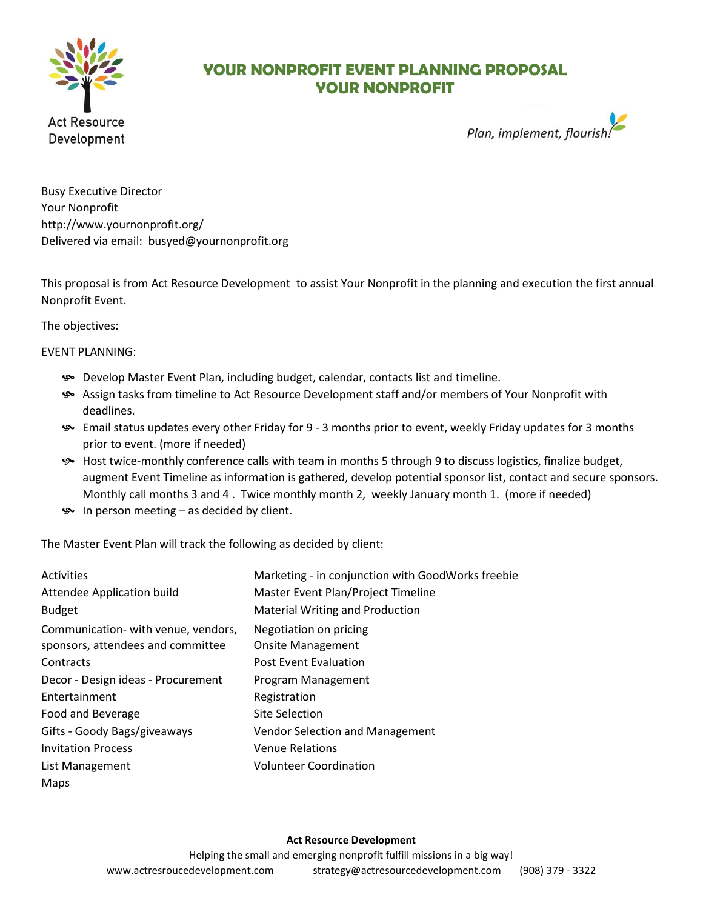Act Resource Development

# YOUR NONPROFIT EVENT PLANNING PROPOSAL
# YOUR NONPROFIT

*Plan, implement, flourish!*

Busy Executive Director
Your Nonprofit
http://www.yournonprofit.org/
Delivered via email: busyed@yournonprofit.org

This proposal is from Act Resource Development to assist Your Nonprofit in the planning and execution the first annual Nonprofit Event.

The objectives:

EVENT PLANNING:

- Develop Master Event Plan, including budget, calendar, contacts list and timeline.
- Assign tasks from timeline to Act Resource Development staff and/or members of Your Nonprofit with deadlines.
- Email status updates every other Friday for 9 - 3 months prior to event, weekly Friday updates for 3 months prior to event. (more if needed)
- Host twice-monthly conference calls with team in months 5 through 9 to discuss logistics, finalize budget, augment Event Timeline as information is gathered, develop potential sponsor list, contact and secure sponsors. Monthly call months 3 and 4 . Twice monthly month 2, weekly January month 1. (more if needed)
- In person meeting – as decided by client.

The Master Event Plan will track the following as decided by client:

- Activities
- Attendee Application build
- Budget
- Communication- with venue, vendors, sponsors, attendees and committee
- Contracts
- Decor - Design ideas - Procurement
- Entertainment
- Food and Beverage
- Gifts - Goody Bags/giveaways
- Invitation Process
- List Management
- Maps
- Marketing - in conjunction with GoodWorks freebie
- Master Event Plan/Project Timeline
- Material Writing and Production
- Negotiation on pricing
- Onsite Management
- Post Event Evaluation
- Program Management
- Registration
- Site Selection
- Vendor Selection and Management
- Venue Relations
- Volunteer Coordination

**Act Resource Development**
Helping the small and emerging nonprofit fulfill missions in a big way!
www.actresroucedevelopment.com strategy@actresourcedevelopment.com (908) 379 - 3322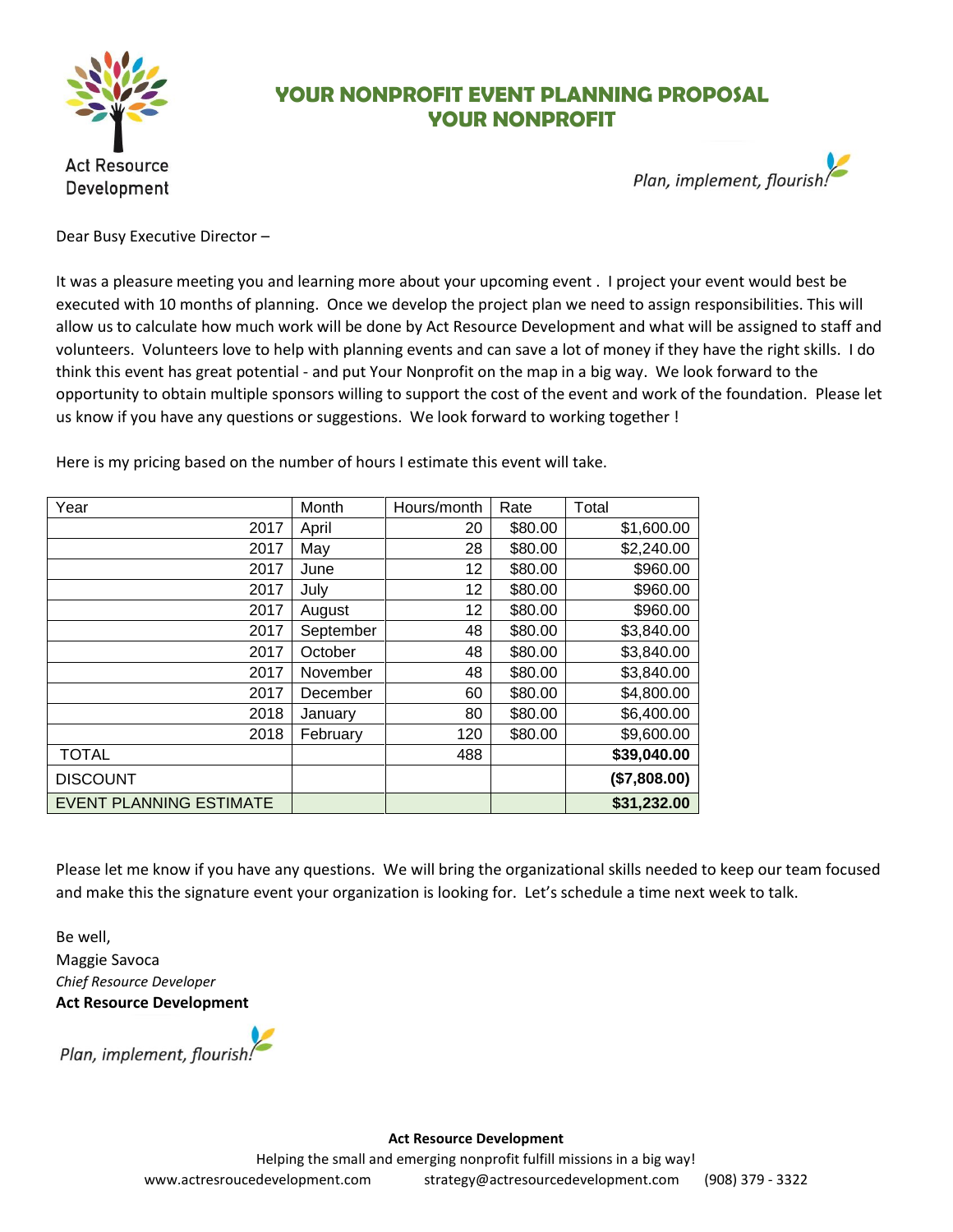Act Resource Development

# YOUR NONPROFIT EVENT PLANNING PROPOSAL
# YOUR NONPROFIT

*Plan, implement, flourish!*

Dear Busy Executive Director –

It was a pleasure meeting you and learning more about your upcoming event . I project your event would best be executed with 10 months of planning. Once we develop the project plan we need to assign responsibilities. This will allow us to calculate how much work will be done by Act Resource Development and what will be assigned to staff and volunteers. Volunteers love to help with planning events and can save a lot of money if they have the right skills. I do think this event has great potential - and put Your Nonprofit on the map in a big way. We look forward to the opportunity to obtain multiple sponsors willing to support the cost of the event and work of the foundation. Please let us know if you have any questions or suggestions. We look forward to working together !

Here is my pricing based on the number of hours I estimate this event will take.

| Year | Month | Hours/month | Rate | Total |
|---|---|---|---|---|
| 2017 | April | 20 | $80.00 | $1,600.00 |
| 2017 | May | 28 | $80.00 | $2,240.00 |
| 2017 | June | 12 | $80.00 | $960.00 |
| 2017 | July | 12 | $80.00 | $960.00 |
| 2017 | August | 12 | $80.00 | $960.00 |
| 2017 | September | 48 | $80.00 | $3,840.00 |
| 2017 | October | 48 | $80.00 | $3,840.00 |
| 2017 | November | 48 | $80.00 | $3,840.00 |
| 2017 | December | 60 | $80.00 | $4,800.00 |
| 2018 | January | 80 | $80.00 | $6,400.00 |
| 2018 | February | 120 | $80.00 | $9,600.00 |
| TOTAL | | 488 | | **$39,040.00** |
| DISCOUNT | | | | **($7,808.00)** |
| EVENT PLANNING ESTIMATE | | | | **$31,232.00** |

Please let me know if you have any questions. We will bring the organizational skills needed to keep our team focused and make this the signature event your organization is looking for. Let's schedule a time next week to talk.

Be well,
Maggie Savoca
*Chief Resource Developer*
**Act Resource Development**

*Plan, implement, flourish!*

**Act Resource Development**
Helping the small and emerging nonprofit fulfill missions in a big way!
www.actresroucedevelopment.com strategy@actresourcedevelopment.com (908) 379 - 3322